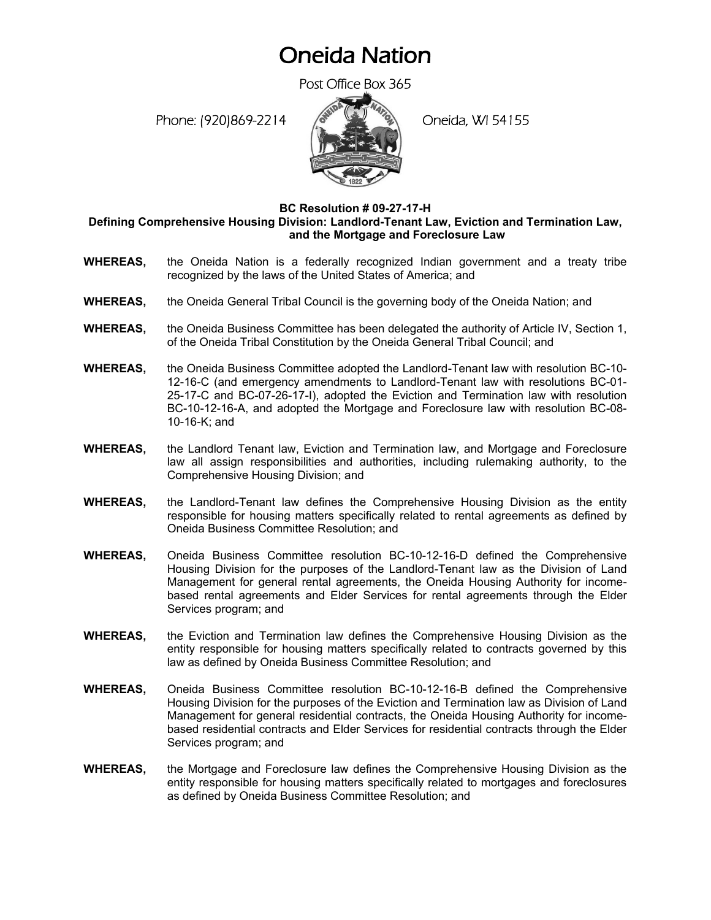# Oneida Nation

Post Office Box 365

Phone: (920)869-2214 Oneida, WI 54155

**BC Resolution # 09-27-17-H**
**Defining Comprehensive Housing Division: Landlord-Tenant Law, Eviction and Termination Law, and the Mortgage and Foreclosure Law**

**WHEREAS,** the Oneida Nation is a federally recognized Indian government and a treaty tribe recognized by the laws of the United States of America; and

**WHEREAS,** the Oneida General Tribal Council is the governing body of the Oneida Nation; and

**WHEREAS,** the Oneida Business Committee has been delegated the authority of Article IV, Section 1, of the Oneida Tribal Constitution by the Oneida General Tribal Council; and

**WHEREAS,** the Oneida Business Committee adopted the Landlord-Tenant law with resolution BC-10-12-16-C (and emergency amendments to Landlord-Tenant law with resolutions BC-01-25-17-C and BC-07-26-17-I), adopted the Eviction and Termination law with resolution BC-10-12-16-A, and adopted the Mortgage and Foreclosure law with resolution BC-08-10-16-K; and

**WHEREAS,** the Landlord Tenant law, Eviction and Termination law, and Mortgage and Foreclosure law all assign responsibilities and authorities, including rulemaking authority, to the Comprehensive Housing Division; and

**WHEREAS,** the Landlord-Tenant law defines the Comprehensive Housing Division as the entity responsible for housing matters specifically related to rental agreements as defined by Oneida Business Committee Resolution; and

**WHEREAS,** Oneida Business Committee resolution BC-10-12-16-D defined the Comprehensive Housing Division for the purposes of the Landlord-Tenant law as the Division of Land Management for general rental agreements, the Oneida Housing Authority for income-based rental agreements and Elder Services for rental agreements through the Elder Services program; and

**WHEREAS,** the Eviction and Termination law defines the Comprehensive Housing Division as the entity responsible for housing matters specifically related to contracts governed by this law as defined by Oneida Business Committee Resolution; and

**WHEREAS,** Oneida Business Committee resolution BC-10-12-16-B defined the Comprehensive Housing Division for the purposes of the Eviction and Termination law as Division of Land Management for general residential contracts, the Oneida Housing Authority for income-based residential contracts and Elder Services for residential contracts through the Elder Services program; and

**WHEREAS,** the Mortgage and Foreclosure law defines the Comprehensive Housing Division as the entity responsible for housing matters specifically related to mortgages and foreclosures as defined by Oneida Business Committee Resolution; and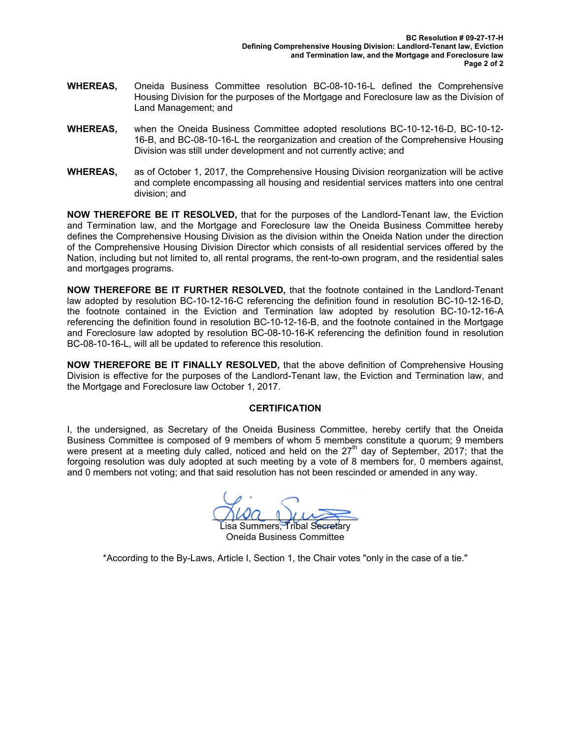**WHEREAS,** Oneida Business Committee resolution BC-08-10-16-L defined the Comprehensive Housing Division for the purposes of the Mortgage and Foreclosure law as the Division of Land Management; and

**WHEREAS,** when the Oneida Business Committee adopted resolutions BC-10-12-16-D, BC-10-12-16-B, and BC-08-10-16-L the reorganization and creation of the Comprehensive Housing Division was still under development and not currently active; and

**WHEREAS,** as of October 1, 2017, the Comprehensive Housing Division reorganization will be active and complete encompassing all housing and residential services matters into one central division; and

**NOW THEREFORE BE IT RESOLVED,** that for the purposes of the Landlord-Tenant law, the Eviction and Termination law, and the Mortgage and Foreclosure law the Oneida Business Committee hereby defines the Comprehensive Housing Division as the division within the Oneida Nation under the direction of the Comprehensive Housing Division Director which consists of all residential services offered by the Nation, including but not limited to, all rental programs, the rent-to-own program, and the residential sales and mortgages programs.

**NOW THEREFORE BE IT FURTHER RESOLVED,** that the footnote contained in the Landlord-Tenant law adopted by resolution BC-10-12-16-C referencing the definition found in resolution BC-10-12-16-D, the footnote contained in the Eviction and Termination law adopted by resolution BC-10-12-16-A referencing the definition found in resolution BC-10-12-16-B, and the footnote contained in the Mortgage and Foreclosure law adopted by resolution BC-08-10-16-K referencing the definition found in resolution BC-08-10-16-L, will all be updated to reference this resolution.

**NOW THEREFORE BE IT FINALLY RESOLVED,** that the above definition of Comprehensive Housing Division is effective for the purposes of the Landlord-Tenant law, the Eviction and Termination law, and the Mortgage and Foreclosure law October 1, 2017.

## CERTIFICATION

I, the undersigned, as Secretary of the Oneida Business Committee, hereby certify that the Oneida Business Committee is composed of 9 members of whom 5 members constitute a quorum; 9 members were present at a meeting duly called, noticed and held on the 27th day of September, 2017; that the forgoing resolution was duly adopted at such meeting by a vote of 8 members for, 0 members against, and 0 members not voting; and that said resolution has not been rescinded or amended in any way.

Lisa Summers, Tribal Secretary
Oneida Business Committee

*According to the By-Laws, Article I, Section 1, the Chair votes "only in the case of a tie."